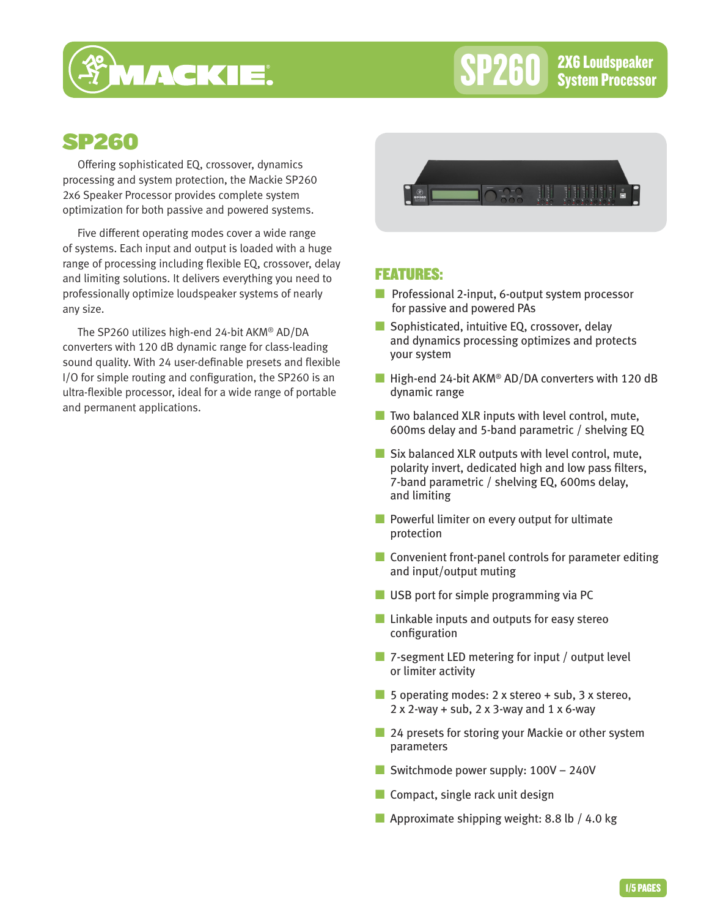# SP260

## 2X6 Loudspeaker System Processor

## SP260

Offering sophisticated EQ, crossover, dynamics processing and system protection, the Mackie SP260 2x6 Speaker Processor provides complete system optimization for both passive and powered systems.

Five different operating modes cover a wide range of systems. Each input and output is loaded with a huge range of processing including flexible EQ, crossover, delay and limiting solutions. It delivers everything you need to professionally optimize loudspeaker systems of nearly any size.

The SP260 utilizes high-end 24-bit AKM® AD/DA converters with 120 dB dynamic range for class-leading sound quality. With 24 user-definable presets and flexible I/O for simple routing and configuration, the SP260 is an ultra-flexible processor, ideal for a wide range of portable and permanent applications.

## FEATURES:

- Professional 2-input, 6-output system processor for passive and powered PAs
- Sophisticated, intuitive EQ, crossover, delay and dynamics processing optimizes and protects your system
- High-end 24-bit AKM® AD/DA converters with 120 dB dynamic range
- Two balanced XLR inputs with level control, mute, 600ms delay and 5-band parametric / shelving EQ
- Six balanced XLR outputs with level control, mute, polarity invert, dedicated high and low pass filters, 7-band parametric / shelving EQ, 600ms delay, and limiting
- Powerful limiter on every output for ultimate protection
- Convenient front-panel controls for parameter editing and input/output muting
- USB port for simple programming via PC
- Linkable inputs and outputs for easy stereo configuration
- 7-segment LED metering for input / output level or limiter activity
- 5 operating modes: 2 x stereo + sub, 3 x stereo, 2 x 2-way + sub, 2 x 3-way and 1 x 6-way
- 24 presets for storing your Mackie or other system parameters
- Switchmode power supply: 100V – 240V
- Compact, single rack unit design
- Approximate shipping weight: 8.8 lb / 4.0 kg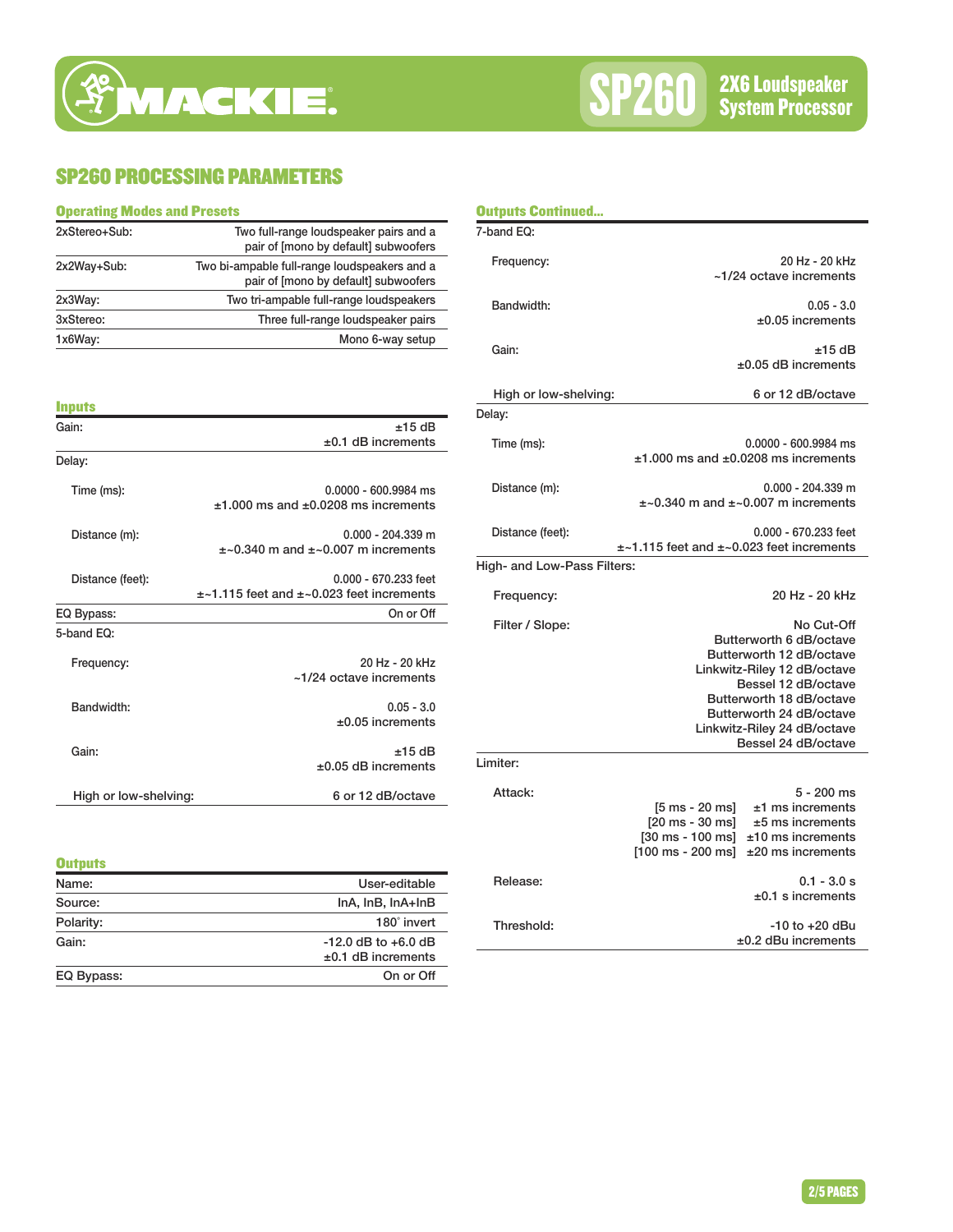## SP260 PROCESSING PARAMETERS

### Operating Modes and Presets

| | |
|---|---|
| 2xStereo+Sub: | Two full-range loudspeaker pairs and a pair of [mono by default] subwoofers |
| 2x2Way+Sub: | Two bi-ampable full-range loudspeakers and a pair of [mono by default] subwoofers |
| 2x3Way: | Two tri-ampable full-range loudspeakers |
| 3xStereo: | Three full-range loudspeaker pairs |
| 1x6Way: | Mono 6-way setup |

### Inputs

| | |
|---|---|
| Gain: | ±15 dB<br>±0.1 dB increments |
| Delay: | |
| Time (ms): | 0.0000 - 600.9984 ms<br>±1.000 ms and ±0.0208 ms increments |
| Distance (m): | 0.000 - 204.339 m<br>±~0.340 m and ±~0.007 m increments |
| Distance (feet): | 0.000 - 670.233 feet<br>±~1.115 feet and ±~0.023 feet increments |
| EQ Bypass: | On or Off |
| 5-band EQ: | |
| Frequency: | 20 Hz - 20 kHz<br>~1/24 octave increments |
| Bandwidth: | 0.05 - 3.0<br>±0.05 increments |
| Gain: | ±15 dB<br>±0.05 dB increments |
| High or low-shelving: | 6 or 12 dB/octave |

### Outputs

| | |
|---|---|
| Name: | User-editable |
| Source: | InA, InB, InA+InB |
| Polarity: | 180˚ invert |
| Gain: | -12.0 dB to +6.0 dB<br>±0.1 dB increments |
| EQ Bypass: | On or Off |

### Outputs Continued...

| | |
|---|---|
| 7-band EQ: | |
| Frequency: | 20 Hz - 20 kHz<br>~1/24 octave increments |
| Bandwidth: | 0.05 - 3.0<br>±0.05 increments |
| Gain: | ±15 dB<br>±0.05 dB increments |
| High or low-shelving: | 6 or 12 dB/octave |
| Delay: | |
| Time (ms): | 0.0000 - 600.9984 ms<br>±1.000 ms and ±0.0208 ms increments |
| Distance (m): | 0.000 - 204.339 m<br>±~0.340 m and ±~0.007 m increments |
| Distance (feet): | 0.000 - 670.233 feet<br>±~1.115 feet and ±~0.023 feet increments |
| High- and Low-Pass Filters: | |
| Frequency: | 20 Hz - 20 kHz |
| Filter / Slope: | No Cut-Off<br>Butterworth 6 dB/octave<br>Butterworth 12 dB/octave<br>Linkwitz-Riley 12 dB/octave<br>Bessel 12 dB/octave<br>Butterworth 18 dB/octave<br>Butterworth 24 dB/octave<br>Linkwitz-Riley 24 dB/octave<br>Bessel 24 dB/octave |
| Limiter: | |
| Attack: | 5 - 200 ms<br>[5 ms - 20 ms] ±1 ms increments<br>[20 ms - 30 ms] ±5 ms increments<br>[30 ms - 100 ms] ±10 ms increments<br>[100 ms - 200 ms] ±20 ms increments |
| Release: | 0.1 - 3.0 s<br>±0.1 s increments |
| Threshold: | -10 to +20 dBu<br>±0.2 dBu increments |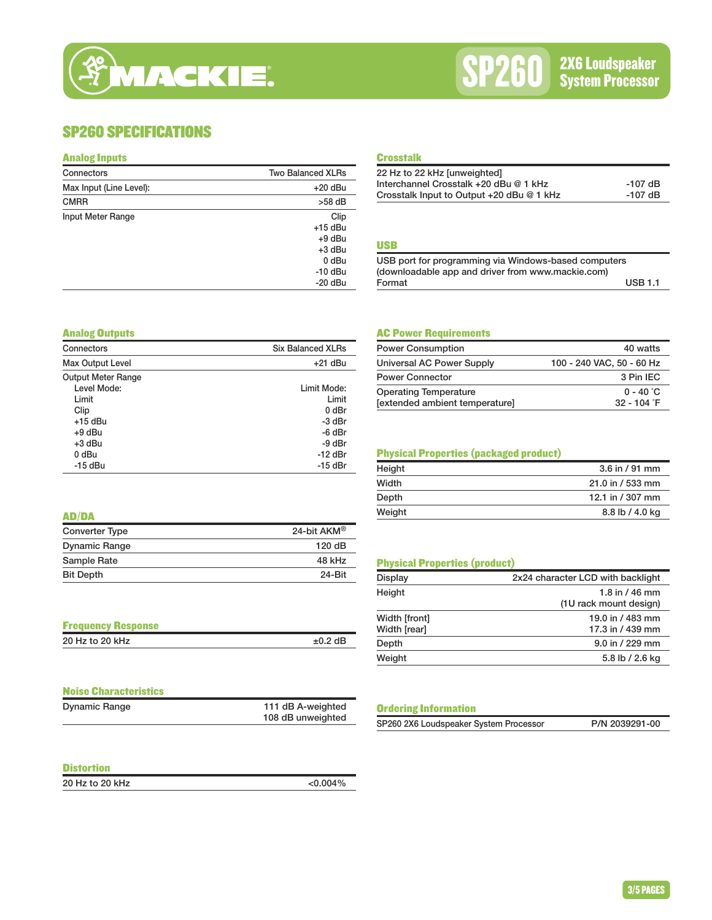# SP260 2X6 Loudspeaker System Processor

## SP260 SPECIFICATIONS

### Analog Inputs

| | |
|---|---|
| Connectors | Two Balanced XLRs |
| Max Input (Line Level): | +20 dBu |
| CMRR | >58 dB |
| Input Meter Range | Clip<br>+15 dBu<br>+9 dBu<br>+3 dBu<br>0 dBu<br>-10 dBu<br>-20 dBu |

### Analog Outputs

| | |
|---|---|
| Connectors | Six Balanced XLRs |
| Max Output Level | +21 dBu |
| Output Meter Range | |
| Level Mode: | Limit Mode: |
| Limit | Limit |
| Clip | 0 dBr |
| +15 dBu | -3 dBr |
| +9 dBu | -6 dBr |
| +3 dBu | -9 dBr |
| 0 dBu | -12 dBr |
| -15 dBu | -15 dBr |

### AD/DA

| | |
|---|---|
| Converter Type | 24-bit AKM® |
| Dynamic Range | 120 dB |
| Sample Rate | 48 kHz |
| Bit Depth | 24-Bit |

### Frequency Response

| | |
|---|---|
| 20 Hz to 20 kHz | ±0.2 dB |

### Noise Characteristics

| | |
|---|---|
| Dynamic Range | 111 dB A-weighted<br>108 dB unweighted |

### Distortion

| | |
|---|---|
| 20 Hz to 20 kHz | <0.004% |

### Crosstalk

| | |
|---|---|
| 22 Hz to 22 kHz [unweighted] | |
| Interchannel Crosstalk +20 dBu @ 1 kHz | -107 dB |
| Crosstalk Input to Output +20 dBu @ 1 kHz | -107 dB |

### USB

USB port for programming via Windows-based computers (downloadable app and driver from www.mackie.com)

| | |
|---|---|
| Format | USB 1.1 |

### AC Power Requirements

| | |
|---|---|
| Power Consumption | 40 watts |
| Universal AC Power Supply | 100 - 240 VAC, 50 - 60 Hz |
| Power Connector | 3 Pin IEC |
| Operating Temperature<br>[extended ambient temperature] | 0 - 40 °C<br>32 - 104 °F |

### Physical Properties (packaged product)

| | |
|---|---|
| Height | 3.6 in / 91 mm |
| Width | 21.0 in / 533 mm |
| Depth | 12.1 in / 307 mm |
| Weight | 8.8 lb / 4.0 kg |

### Physical Properties (product)

| | |
|---|---|
| Display | 2x24 character LCD with backlight |
| Height | 1.8 in / 46 mm<br>(1U rack mount design) |
| Width [front]<br>Width [rear] | 19.0 in / 483 mm<br>17.3 in / 439 mm |
| Depth | 9.0 in / 229 mm |
| Weight | 5.8 lb / 2.6 kg |

### Ordering Information

| | |
|---|---|
| SP260 2X6 Loudspeaker System Processor | P/N 2039291-00 |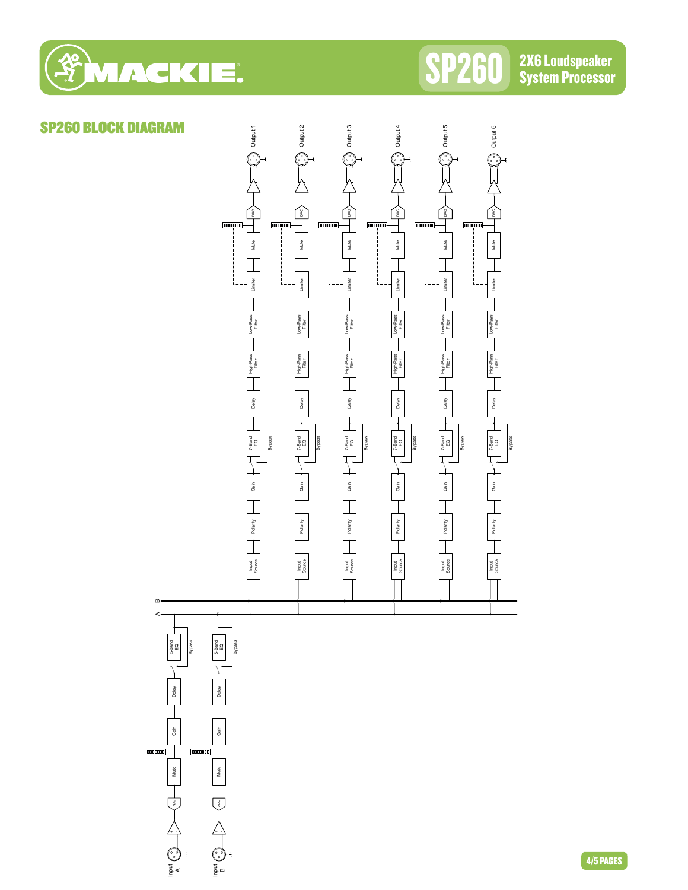## SP260 BLOCK DIAGRAM

Input A → ADC → Mute → Gain → Delay → 5-Band EQ (Bypass) → A

Input B → ADC → Mute → Gain → Delay → 5-Band EQ (Bypass) → B

A / B → Input Source → Polarity → Gain → 7-Band EQ (Bypass) → Delay → High-Pass Filter → Low-Pass Filter → Limiter → Mute → DAC → Output 1

A / B → Input Source → Polarity → Gain → 7-Band EQ (Bypass) → Delay → High-Pass Filter → Low-Pass Filter → Limiter → Mute → DAC → Output 2

A / B → Input Source → Polarity → Gain → 7-Band EQ (Bypass) → Delay → High-Pass Filter → Low-Pass Filter → Limiter → Mute → DAC → Output 3

A / B → Input Source → Polarity → Gain → 7-Band EQ (Bypass) → Delay → High-Pass Filter → Low-Pass Filter → Limiter → Mute → DAC → Output 4

A / B → Input Source → Polarity → Gain → 7-Band EQ (Bypass) → Delay → High-Pass Filter → Low-Pass Filter → Limiter → Mute → DAC → Output 5

A / B → Input Source → Polarity → Gain → 7-Band EQ (Bypass) → Delay → High-Pass Filter → Low-Pass Filter → Limiter → Mute → DAC → Output 6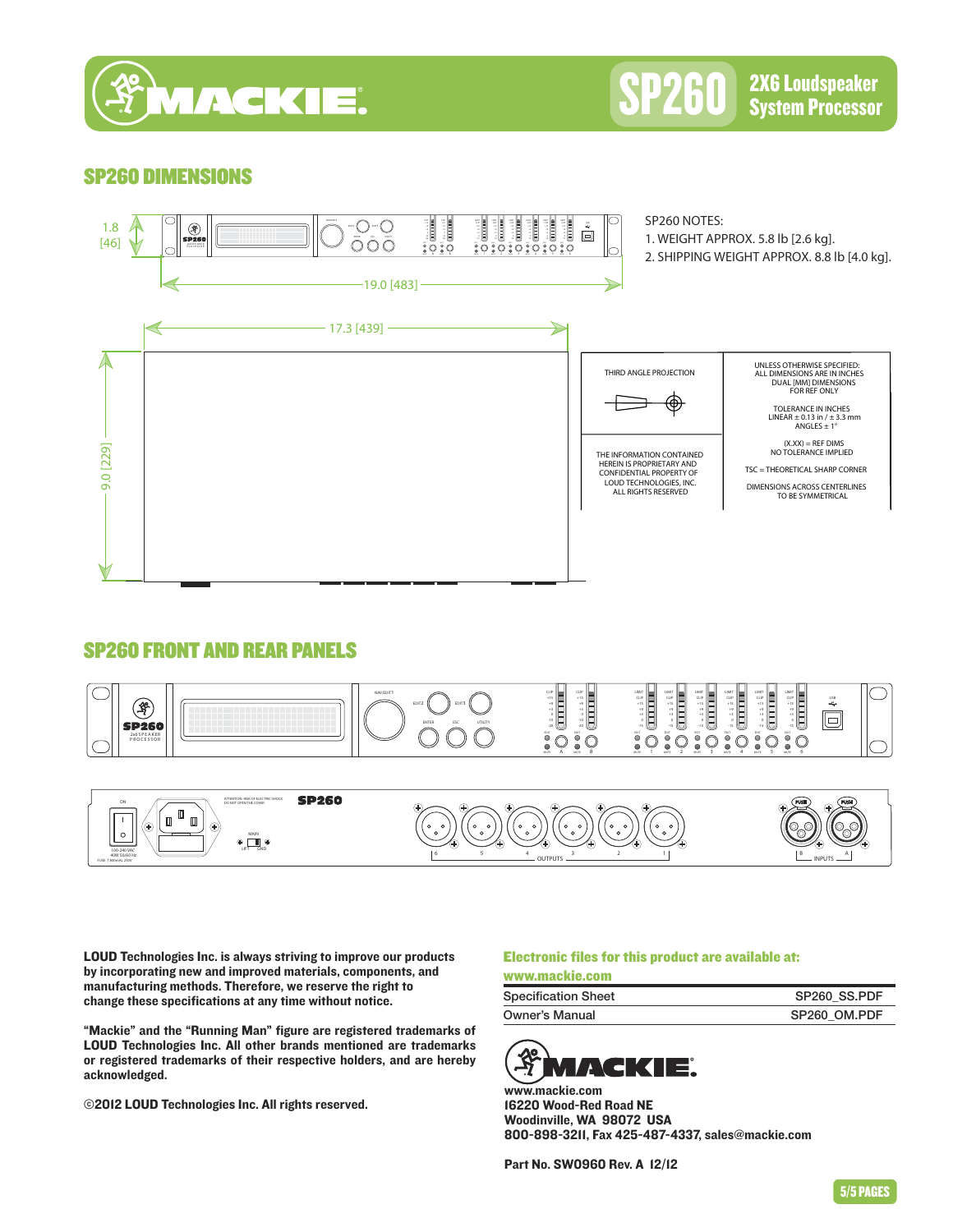# SP260 2X6 Loudspeaker System Processor

## SP260 DIMENSIONS

1.8 [46]

19.0 [483]

17.3 [439]

9.0 [229]

SP260 NOTES:

1. WEIGHT APPROX. 5.8 lb [2.6 kg].
2. SHIPPING WEIGHT APPROX. 8.8 lb [4.0 kg].

THIRD ANGLE PROJECTION

THE INFORMATION CONTAINED HEREIN IS PROPRIETARY AND CONFIDENTIAL PROPERTY OF LOUD TECHNOLOGIES, INC. ALL RIGHTS RESERVED

UNLESS OTHERWISE SPECIFIED: ALL DIMENSIONS ARE IN INCHES DUAL [MM] DIMENSIONS FOR REF ONLY

TOLERANCE IN INCHES LINEAR ± 0.13 in / ± 3.3 mm ANGLES ± 1°

(X.XX) = REF DIMS NO TOLERANCE IMPLIED

TSC = THEORETICAL SHARP CORNER

DIMENSIONS ACROSS CENTERLINES TO BE SYMMETRICAL

## SP260 FRONT AND REAR PANELS

**LOUD Technologies Inc. is always striving to improve our products by incorporating new and improved materials, components, and manufacturing methods. Therefore, we reserve the right to change these specifications at any time without notice.**

**"Mackie" and the "Running Man" figure are registered trademarks of LOUD Technologies Inc. All other brands mentioned are trademarks or registered trademarks of their respective holders, and are hereby acknowledged.**

**©2012 LOUD Technologies Inc. All rights reserved.**

**Electronic files for this product are available at:**
**www.mackie.com**

| | |
|---|---|
| Specification Sheet | SP260_SS.PDF |
| Owner's Manual | SP260_OM.PDF |

**www.mackie.com**
**16220 Wood-Red Road NE**
**Woodinville, WA 98072 USA**
**800-898-3211, Fax 425-487-4337, sales@mackie.com**

**Part No. SW0960 Rev. A 12/12**